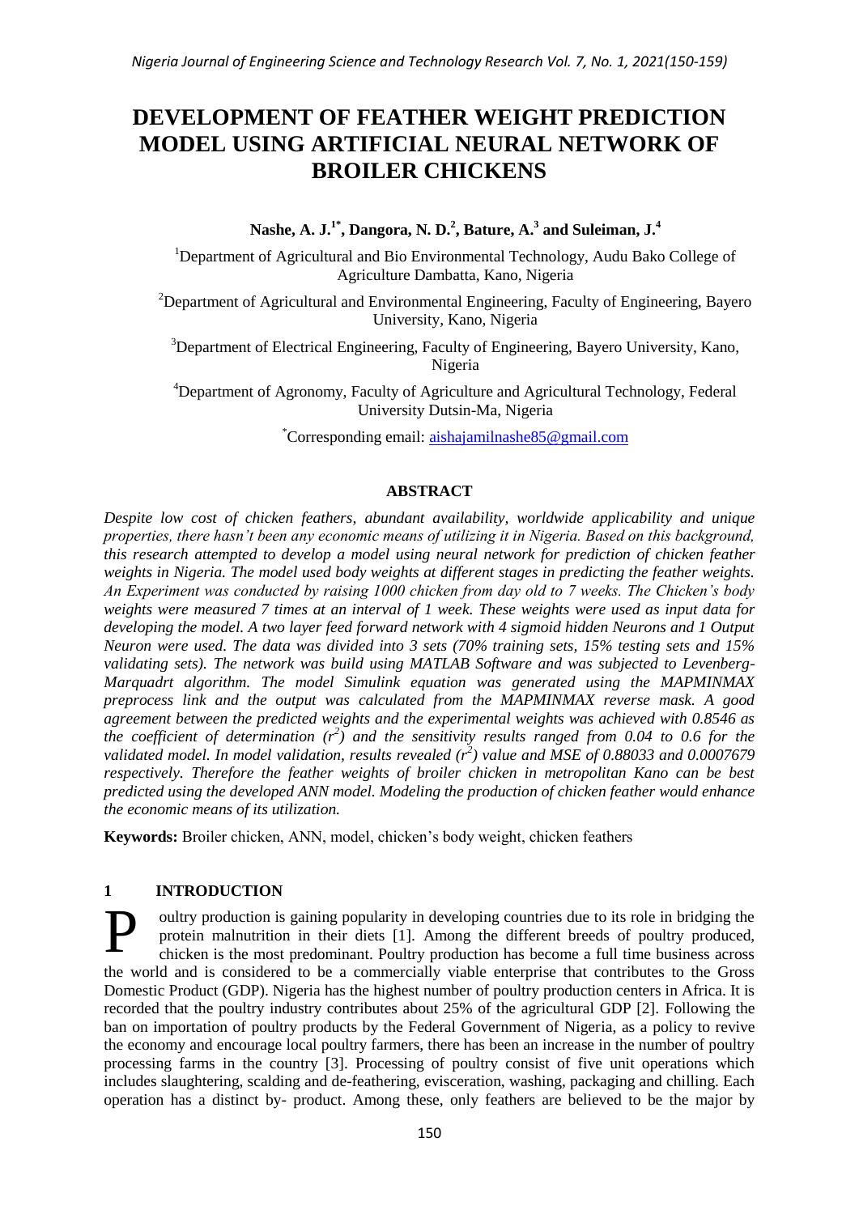# DEVELOPMENT OF FEATHER WEIGHT PREDICTION MODEL USING ARTIFICIAL NEURAL NETWORK OF BROILER CHICKENS

**Nashe, A. J.[1*], Dangora, N. D.[2], Bature, A.[3] and Suleiman, J.[4]**

[1]Department of Agricultural and Bio Environmental Technology, Audu Bako College of Agriculture Dambatta, Kano, Nigeria

[2]Department of Agricultural and Environmental Engineering, Faculty of Engineering, Bayero University, Kano, Nigeria

[3]Department of Electrical Engineering, Faculty of Engineering, Bayero University, Kano, Nigeria

[4]Department of Agronomy, Faculty of Agriculture and Agricultural Technology, Federal University Dutsin-Ma, Nigeria

[*]Corresponding email: aishajamilnashe85@gmail.com

## ABSTRACT

*Despite low cost of chicken feathers, abundant availability, worldwide applicability and unique properties, there hasn't been any economic means of utilizing it in Nigeria. Based on this background, this research attempted to develop a model using neural network for prediction of chicken feather weights in Nigeria. The model used body weights at different stages in predicting the feather weights. An Experiment was conducted by raising 1000 chicken from day old to 7 weeks. The Chicken's body weights were measured 7 times at an interval of 1 week. These weights were used as input data for developing the model. A two layer feed forward network with 4 sigmoid hidden Neurons and 1 Output Neuron were used. The data was divided into 3 sets (70% training sets, 15% testing sets and 15% validating sets). The network was build using MATLAB Software and was subjected to Levenberg-Marquadrt algorithm. The model Simulink equation was generated using the MAPMINMAX preprocess link and the output was calculated from the MAPMINMAX reverse mask. A good agreement between the predicted weights and the experimental weights was achieved with 0.8546 as the coefficient of determination ($r^2$) and the sensitivity results ranged from 0.04 to 0.6 for the validated model. In model validation, results revealed ($r^2$) value and MSE of 0.88033 and 0.0007679 respectively. Therefore the feather weights of broiler chicken in metropolitan Kano can be best predicted using the developed ANN model. Modeling the production of chicken feather would enhance the economic means of its utilization.*

**Keywords:** Broiler chicken, ANN, model, chicken's body weight, chicken feathers

## 1 INTRODUCTION

Poultry production is gaining popularity in developing countries due to its role in bridging the protein malnutrition in their diets [1]. Among the different breeds of poultry produced, chicken is the most predominant. Poultry production has become a full time business across the world and is considered to be a commercially viable enterprise that contributes to the Gross Domestic Product (GDP). Nigeria has the highest number of poultry production centers in Africa. It is recorded that the poultry industry contributes about 25% of the agricultural GDP [2]. Following the ban on importation of poultry products by the Federal Government of Nigeria, as a policy to revive the economy and encourage local poultry farmers, there has been an increase in the number of poultry processing farms in the country [3]. Processing of poultry consist of five unit operations which includes slaughtering, scalding and de-feathering, evisceration, washing, packaging and chilling. Each operation has a distinct by- product. Among these, only feathers are believed to be the major by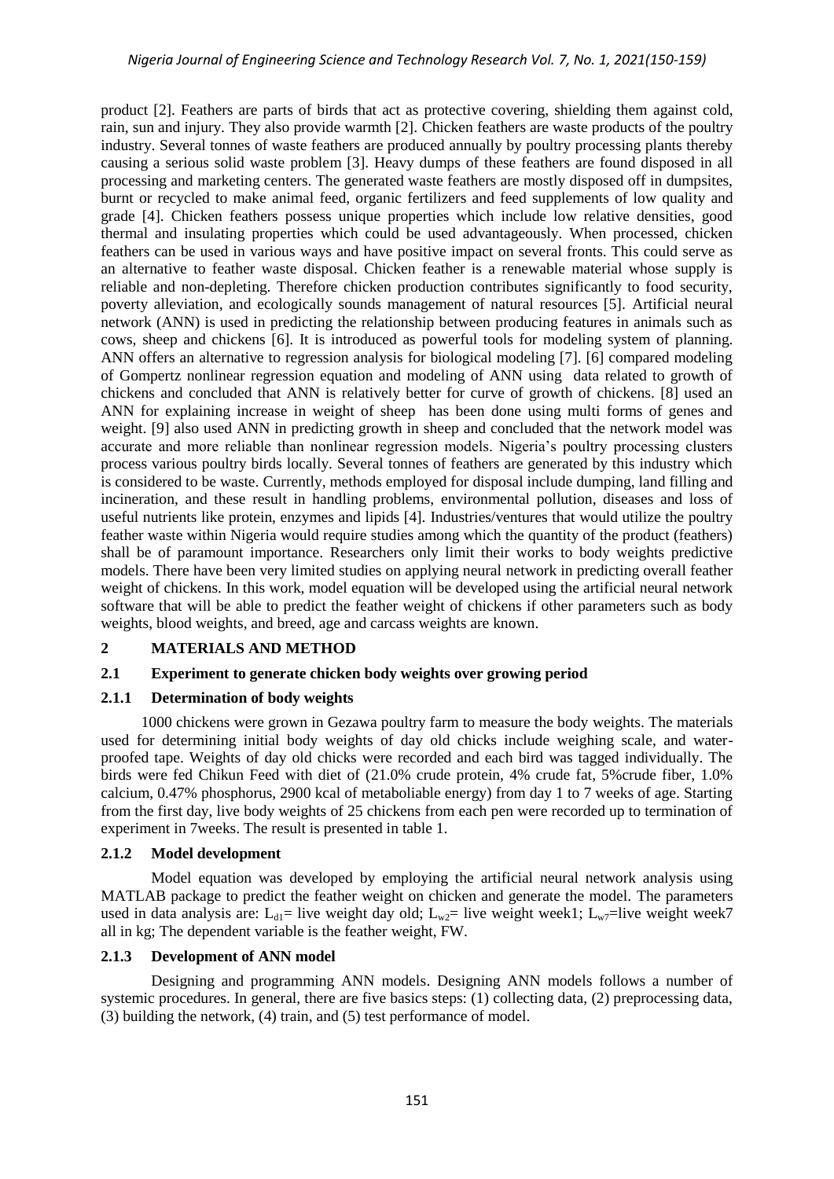product [2]. Feathers are parts of birds that act as protective covering, shielding them against cold, rain, sun and injury. They also provide warmth [2]. Chicken feathers are waste products of the poultry industry. Several tonnes of waste feathers are produced annually by poultry processing plants thereby causing a serious solid waste problem [3]. Heavy dumps of these feathers are found disposed in all processing and marketing centers. The generated waste feathers are mostly disposed off in dumpsites, burnt or recycled to make animal feed, organic fertilizers and feed supplements of low quality and grade [4]. Chicken feathers possess unique properties which include low relative densities, good thermal and insulating properties which could be used advantageously. When processed, chicken feathers can be used in various ways and have positive impact on several fronts. This could serve as an alternative to feather waste disposal. Chicken feather is a renewable material whose supply is reliable and non-depleting. Therefore chicken production contributes significantly to food security, poverty alleviation, and ecologically sounds management of natural resources [5]. Artificial neural network (ANN) is used in predicting the relationship between producing features in animals such as cows, sheep and chickens [6]. It is introduced as powerful tools for modeling system of planning. ANN offers an alternative to regression analysis for biological modeling [7]. [6] compared modeling of Gompertz nonlinear regression equation and modeling of ANN using data related to growth of chickens and concluded that ANN is relatively better for curve of growth of chickens. [8] used an ANN for explaining increase in weight of sheep has been done using multi forms of genes and weight. [9] also used ANN in predicting growth in sheep and concluded that the network model was accurate and more reliable than nonlinear regression models. Nigeria's poultry processing clusters process various poultry birds locally. Several tonnes of feathers are generated by this industry which is considered to be waste. Currently, methods employed for disposal include dumping, land filling and incineration, and these result in handling problems, environmental pollution, diseases and loss of useful nutrients like protein, enzymes and lipids [4]. Industries/ventures that would utilize the poultry feather waste within Nigeria would require studies among which the quantity of the product (feathers) shall be of paramount importance. Researchers only limit their works to body weights predictive models. There have been very limited studies on applying neural network in predicting overall feather weight of chickens. In this work, model equation will be developed using the artificial neural network software that will be able to predict the feather weight of chickens if other parameters such as body weights, blood weights, and breed, age and carcass weights are known.

## 2 MATERIALS AND METHOD

### 2.1 Experiment to generate chicken body weights over growing period

#### 2.1.1 Determination of body weights

1000 chickens were grown in Gezawa poultry farm to measure the body weights. The materials used for determining initial body weights of day old chicks include weighing scale, and water-proofed tape. Weights of day old chicks were recorded and each bird was tagged individually. The birds were fed Chikun Feed with diet of (21.0% crude protein, 4% crude fat, 5%crude fiber, 1.0% calcium, 0.47% phosphorus, 2900 kcal of metaboliable energy) from day 1 to 7 weeks of age. Starting from the first day, live body weights of 25 chickens from each pen were recorded up to termination of experiment in 7weeks. The result is presented in table 1.

#### 2.1.2 Model development

Model equation was developed by employing the artificial neural network analysis using MATLAB package to predict the feather weight on chicken and generate the model. The parameters used in data analysis are: $L_{d1}$= live weight day old; $L_{w2}$= live weight week1; $L_{w7}$=live weight week7 all in kg; The dependent variable is the feather weight, FW.

#### 2.1.3 Development of ANN model

Designing and programming ANN models. Designing ANN models follows a number of systemic procedures. In general, there are five basics steps: (1) collecting data, (2) preprocessing data, (3) building the network, (4) train, and (5) test performance of model.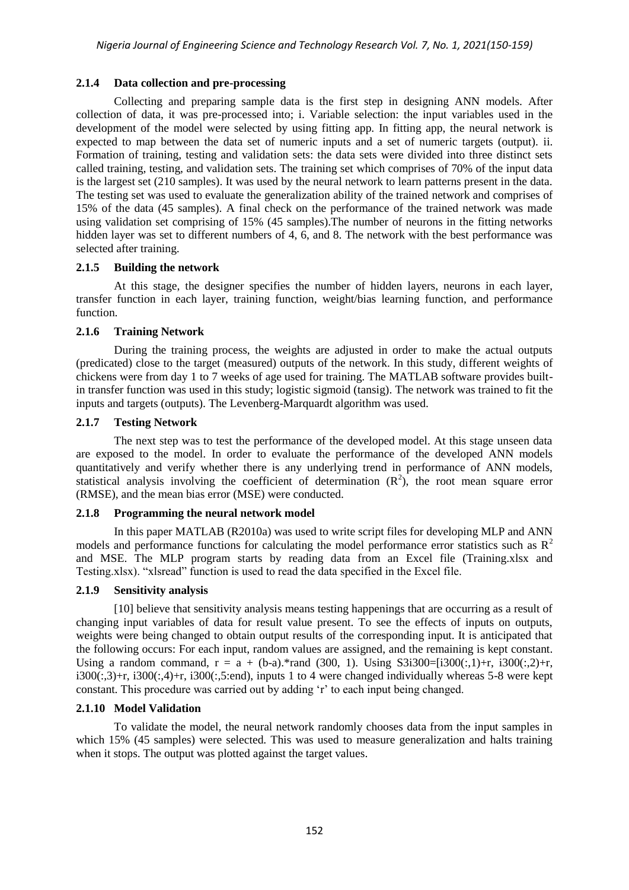### 2.1.4 Data collection and pre-processing

Collecting and preparing sample data is the first step in designing ANN models. After collection of data, it was pre-processed into; i. Variable selection: the input variables used in the development of the model were selected by using fitting app. In fitting app, the neural network is expected to map between the data set of numeric inputs and a set of numeric targets (output). ii. Formation of training, testing and validation sets: the data sets were divided into three distinct sets called training, testing, and validation sets. The training set which comprises of 70% of the input data is the largest set (210 samples). It was used by the neural network to learn patterns present in the data. The testing set was used to evaluate the generalization ability of the trained network and comprises of 15% of the data (45 samples). A final check on the performance of the trained network was made using validation set comprising of 15% (45 samples).The number of neurons in the fitting networks hidden layer was set to different numbers of 4, 6, and 8. The network with the best performance was selected after training.

### 2.1.5 Building the network

At this stage, the designer specifies the number of hidden layers, neurons in each layer, transfer function in each layer, training function, weight/bias learning function, and performance function.

### 2.1.6 Training Network

During the training process, the weights are adjusted in order to make the actual outputs (predicated) close to the target (measured) outputs of the network. In this study, different weights of chickens were from day 1 to 7 weeks of age used for training. The MATLAB software provides built-in transfer function was used in this study; logistic sigmoid (tansig). The network was trained to fit the inputs and targets (outputs). The Levenberg-Marquardt algorithm was used.

### 2.1.7 Testing Network

The next step was to test the performance of the developed model. At this stage unseen data are exposed to the model. In order to evaluate the performance of the developed ANN models quantitatively and verify whether there is any underlying trend in performance of ANN models, statistical analysis involving the coefficient of determination ($R^2$), the root mean square error (RMSE), and the mean bias error (MSE) were conducted.

### 2.1.8 Programming the neural network model

In this paper MATLAB (R2010a) was used to write script files for developing MLP and ANN models and performance functions for calculating the model performance error statistics such as $R^2$ and MSE. The MLP program starts by reading data from an Excel file (Training.xlsx and Testing.xlsx). "xlsread" function is used to read the data specified in the Excel file.

### 2.1.9 Sensitivity analysis

[10] believe that sensitivity analysis means testing happenings that are occurring as a result of changing input variables of data for result value present. To see the effects of inputs on outputs, weights were being changed to obtain output results of the corresponding input. It is anticipated that the following occurs: For each input, random values are assigned, and the remaining is kept constant. Using a random command, r = a + (b-a).*rand (300, 1). Using S3i300=[i300(:,1)+r, i300(:,2)+r, i300(:,3)+r, i300(:,4)+r, i300(:,5:end), inputs 1 to 4 were changed individually whereas 5-8 were kept constant. This procedure was carried out by adding 'r' to each input being changed.

### 2.1.10 Model Validation

To validate the model, the neural network randomly chooses data from the input samples in which 15% (45 samples) were selected. This was used to measure generalization and halts training when it stops. The output was plotted against the target values.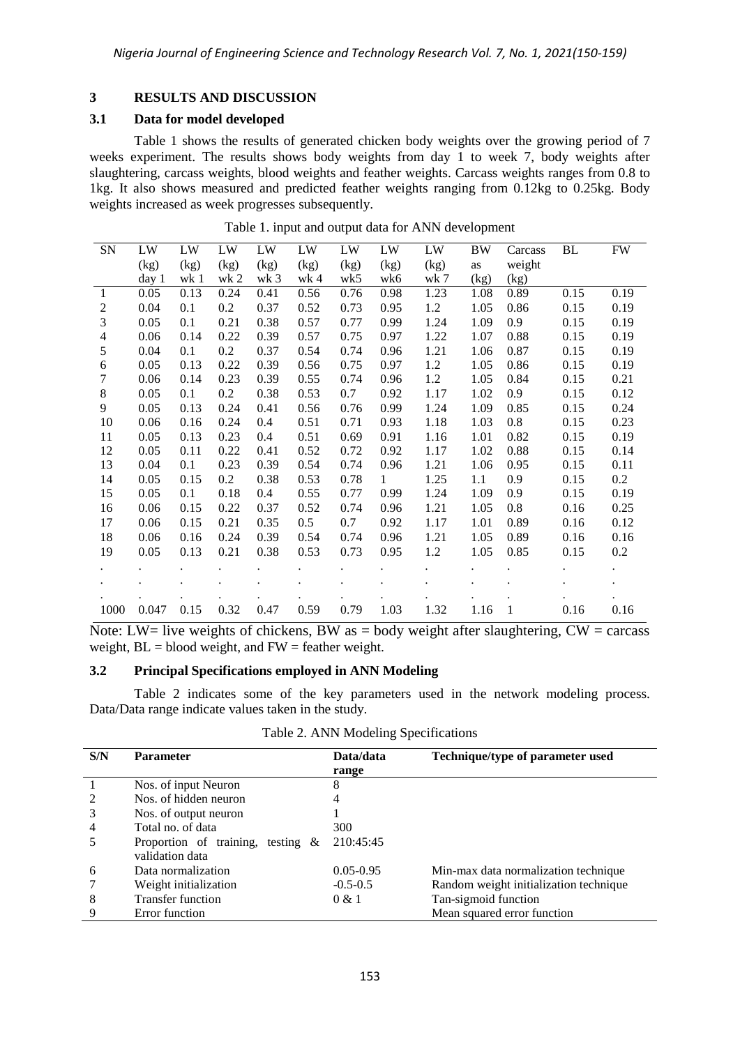## 3 RESULTS AND DISCUSSION

### 3.1 Data for model developed

Table 1 shows the results of generated chicken body weights over the growing period of 7 weeks experiment. The results shows body weights from day 1 to week 7, body weights after slaughtering, carcass weights, blood weights and feather weights. Carcass weights ranges from 0.8 to 1kg. It also shows measured and predicted feather weights ranging from 0.12kg to 0.25kg. Body weights increased as week progresses subsequently.

Table 1. input and output data for ANN development

| SN | LW (kg) day 1 | LW (kg) wk 1 | LW (kg) wk 2 | LW (kg) wk 3 | LW (kg) wk 4 | LW (kg) wk5 | LW (kg) wk6 | LW (kg) wk 7 | BW as (kg) | Carcass weight (kg) | BL | FW |
|---|---|---|---|---|---|---|---|---|---|---|---|---|
| 1 | 0.05 | 0.13 | 0.24 | 0.41 | 0.56 | 0.76 | 0.98 | 1.23 | 1.08 | 0.89 | 0.15 | 0.19 |
| 2 | 0.04 | 0.1 | 0.2 | 0.37 | 0.52 | 0.73 | 0.95 | 1.2 | 1.05 | 0.86 | 0.15 | 0.19 |
| 3 | 0.05 | 0.1 | 0.21 | 0.38 | 0.57 | 0.77 | 0.99 | 1.24 | 1.09 | 0.9 | 0.15 | 0.19 |
| 4 | 0.06 | 0.14 | 0.22 | 0.39 | 0.57 | 0.75 | 0.97 | 1.22 | 1.07 | 0.88 | 0.15 | 0.19 |
| 5 | 0.04 | 0.1 | 0.2 | 0.37 | 0.54 | 0.74 | 0.96 | 1.21 | 1.06 | 0.87 | 0.15 | 0.19 |
| 6 | 0.05 | 0.13 | 0.22 | 0.39 | 0.56 | 0.75 | 0.97 | 1.2 | 1.05 | 0.86 | 0.15 | 0.19 |
| 7 | 0.06 | 0.14 | 0.23 | 0.39 | 0.55 | 0.74 | 0.96 | 1.2 | 1.05 | 0.84 | 0.15 | 0.21 |
| 8 | 0.05 | 0.1 | 0.2 | 0.38 | 0.53 | 0.7 | 0.92 | 1.17 | 1.02 | 0.9 | 0.15 | 0.12 |
| 9 | 0.05 | 0.13 | 0.24 | 0.41 | 0.56 | 0.76 | 0.99 | 1.24 | 1.09 | 0.85 | 0.15 | 0.24 |
| 10 | 0.06 | 0.16 | 0.24 | 0.4 | 0.51 | 0.71 | 0.93 | 1.18 | 1.03 | 0.8 | 0.15 | 0.23 |
| 11 | 0.05 | 0.13 | 0.23 | 0.4 | 0.51 | 0.69 | 0.91 | 1.16 | 1.01 | 0.82 | 0.15 | 0.19 |
| 12 | 0.05 | 0.11 | 0.22 | 0.41 | 0.52 | 0.72 | 0.92 | 1.17 | 1.02 | 0.88 | 0.15 | 0.14 |
| 13 | 0.04 | 0.1 | 0.23 | 0.39 | 0.54 | 0.74 | 0.96 | 1.21 | 1.06 | 0.95 | 0.15 | 0.11 |
| 14 | 0.05 | 0.15 | 0.2 | 0.38 | 0.53 | 0.78 | 1 | 1.25 | 1.1 | 0.9 | 0.15 | 0.2 |
| 15 | 0.05 | 0.1 | 0.18 | 0.4 | 0.55 | 0.77 | 0.99 | 1.24 | 1.09 | 0.9 | 0.15 | 0.19 |
| 16 | 0.06 | 0.15 | 0.22 | 0.37 | 0.52 | 0.74 | 0.96 | 1.21 | 1.05 | 0.8 | 0.16 | 0.25 |
| 17 | 0.06 | 0.15 | 0.21 | 0.35 | 0.5 | 0.7 | 0.92 | 1.17 | 1.01 | 0.89 | 0.16 | 0.12 |
| 18 | 0.06 | 0.16 | 0.24 | 0.39 | 0.54 | 0.74 | 0.96 | 1.21 | 1.05 | 0.89 | 0.16 | 0.16 |
| 19 | 0.05 | 0.13 | 0.21 | 0.38 | 0.53 | 0.73 | 0.95 | 1.2 | 1.05 | 0.85 | 0.15 | 0.2 |
| . | . | . | . | . | . | . | . | . | . | . | . | . |
| . | . | . | . | . | . | . | . | . | . | . | . | . |
| . | . | . | . | . | . | . | . | . | . | . | . | . |
| 1000 | 0.047 | 0.15 | 0.32 | 0.47 | 0.59 | 0.79 | 1.03 | 1.32 | 1.16 | 1 | 0.16 | 0.16 |

Note: LW= live weights of chickens, BW as = body weight after slaughtering, CW = carcass weight, BL = blood weight, and FW = feather weight.

### 3.2 Principal Specifications employed in ANN Modeling

Table 2 indicates some of the key parameters used in the network modeling process. Data/Data range indicate values taken in the study.

Table 2. ANN Modeling Specifications

| S/N | Parameter | Data/data range | Technique/type of parameter used |
|---|---|---|---|
| 1 | Nos. of input Neuron | 8 | |
| 2 | Nos. of hidden neuron | 4 | |
| 3 | Nos. of output neuron | 1 | |
| 4 | Total no. of data | 300 | |
| 5 | Proportion of training, testing & validation data | 210:45:45 | |
| 6 | Data normalization | 0.05-0.95 | Min-max data normalization technique |
| 7 | Weight initialization | -0.5-0.5 | Random weight initialization technique |
| 8 | Transfer function | 0 & 1 | Tan-sigmoid function |
| 9 | Error function | | Mean squared error function |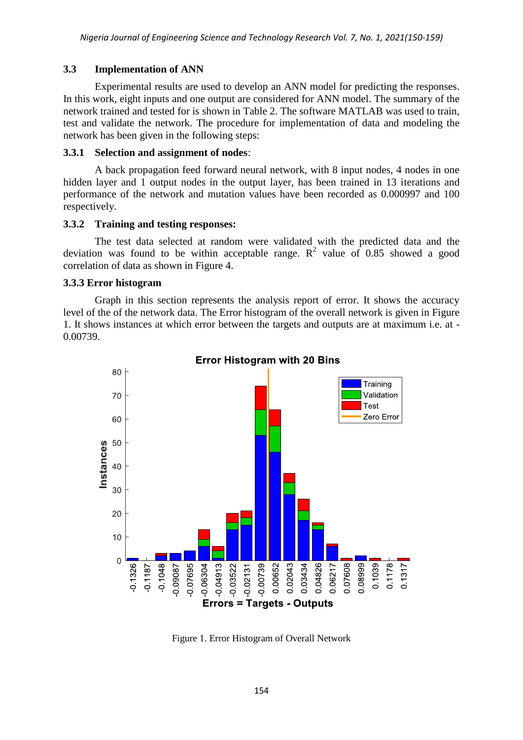### 3.3 Implementation of ANN

Experimental results are used to develop an ANN model for predicting the responses. In this work, eight inputs and one output are considered for ANN model. The summary of the network trained and tested for is shown in Table 2. The software MATLAB was used to train, test and validate the network. The procedure for implementation of data and modeling the network has been given in the following steps:

#### 3.3.1 Selection and assignment of nodes:

A back propagation feed forward neural network, with 8 input nodes, 4 nodes in one hidden layer and 1 output nodes in the output layer, has been trained in 13 iterations and performance of the network and mutation values have been recorded as 0.000997 and 100 respectively.

#### 3.3.2 Training and testing responses:

The test data selected at random were validated with the predicted data and the deviation was found to be within acceptable range. $R^2$ value of 0.85 showed a good correlation of data as shown in Figure 4.

#### 3.3.3 Error histogram

Graph in this section represents the analysis report of error. It shows the accuracy level of the of the network data. The Error histogram of the overall network is given in Figure 1. It shows instances at which error between the targets and outputs are at maximum i.e. at -0.00739.

Figure 1. Error Histogram of Overall Network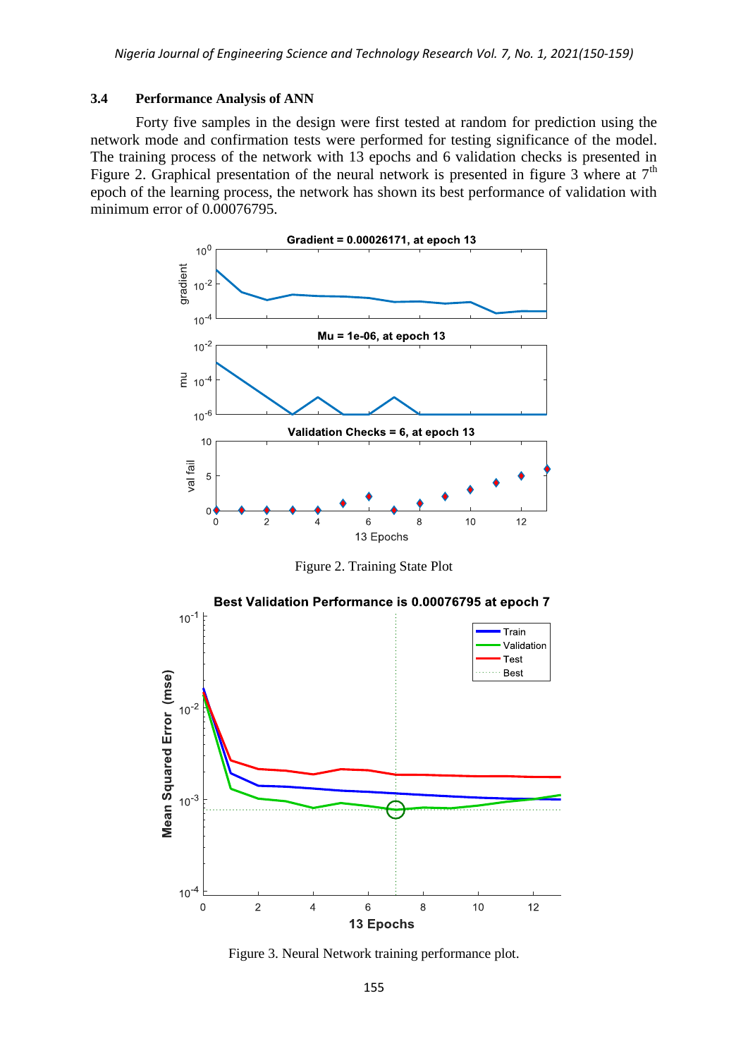### 3.4 Performance Analysis of ANN

Forty five samples in the design were first tested at random for prediction using the network mode and confirmation tests were performed for testing significance of the model. The training process of the network with 13 epochs and 6 validation checks is presented in Figure 2. Graphical presentation of the neural network is presented in figure 3 where at 7$^{th}$ epoch of the learning process, the network has shown its best performance of validation with minimum error of 0.00076795.

Figure 2. Training State Plot

Figure 3. Neural Network training performance plot.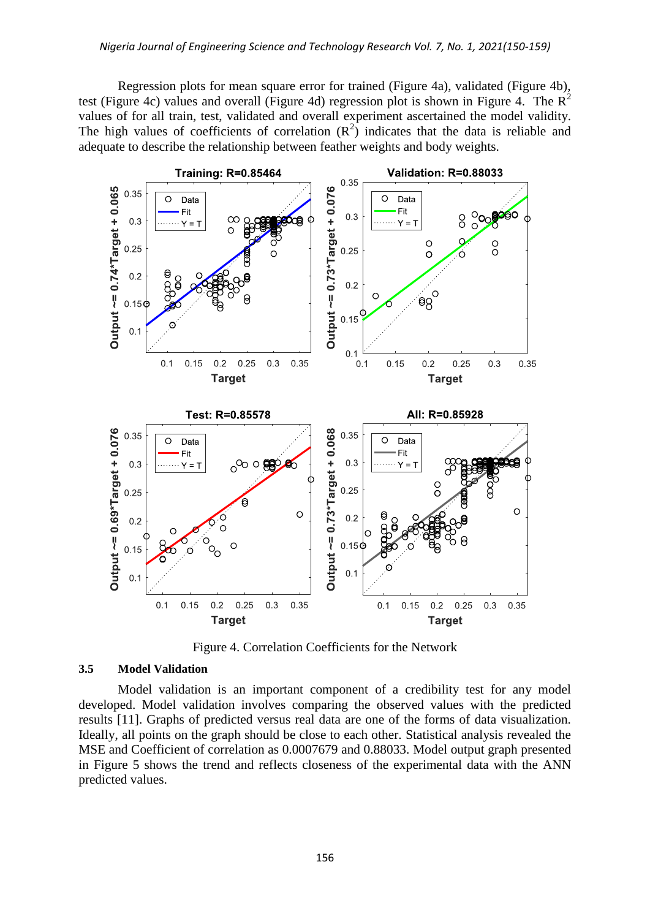Regression plots for mean square error for trained (Figure 4a), validated (Figure 4b), test (Figure 4c) values and overall (Figure 4d) regression plot is shown in Figure 4. The $R^2$ values of for all train, test, validated and overall experiment ascertained the model validity. The high values of coefficients of correlation ($R^2$) indicates that the data is reliable and adequate to describe the relationship between feather weights and body weights.

Figure 4. Correlation Coefficients for the Network

### 3.5 Model Validation

Model validation is an important component of a credibility test for any model developed. Model validation involves comparing the observed values with the predicted results [11]. Graphs of predicted versus real data are one of the forms of data visualization. Ideally, all points on the graph should be close to each other. Statistical analysis revealed the MSE and Coefficient of correlation as 0.0007679 and 0.88033. Model output graph presented in Figure 5 shows the trend and reflects closeness of the experimental data with the ANN predicted values.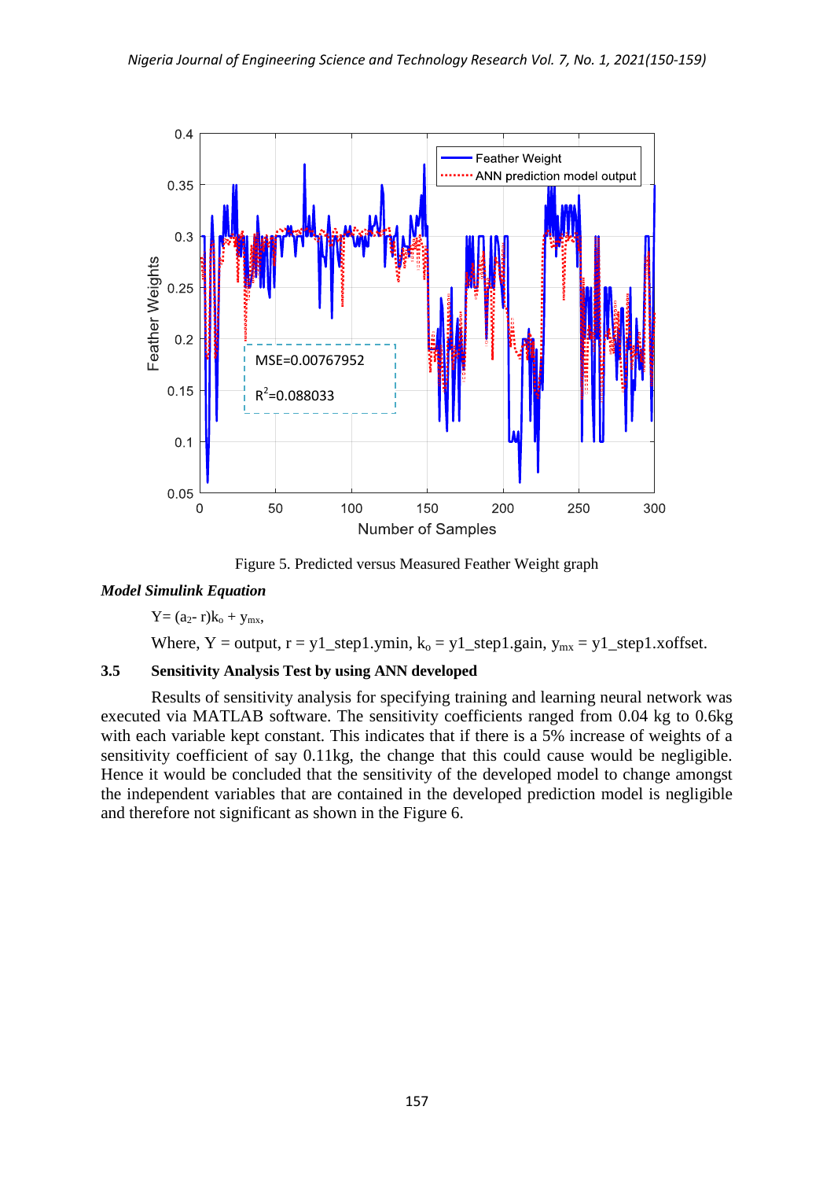Figure 5. Predicted versus Measured Feather Weight graph

***Model Simulink Equation***

$Y = (a_2 - r)k_o + y_{mx}$,

Where, Y = output, r = y1_step1.ymin, $k_o$ = y1_step1.gain, $y_{mx}$ = y1_step1.xoffset.

### 3.5 Sensitivity Analysis Test by using ANN developed

Results of sensitivity analysis for specifying training and learning neural network was executed via MATLAB software. The sensitivity coefficients ranged from 0.04 kg to 0.6kg with each variable kept constant. This indicates that if there is a 5% increase of weights of a sensitivity coefficient of say 0.11kg, the change that this could cause would be negligible. Hence it would be concluded that the sensitivity of the developed model to change amongst the independent variables that are contained in the developed prediction model is negligible and therefore not significant as shown in the Figure 6.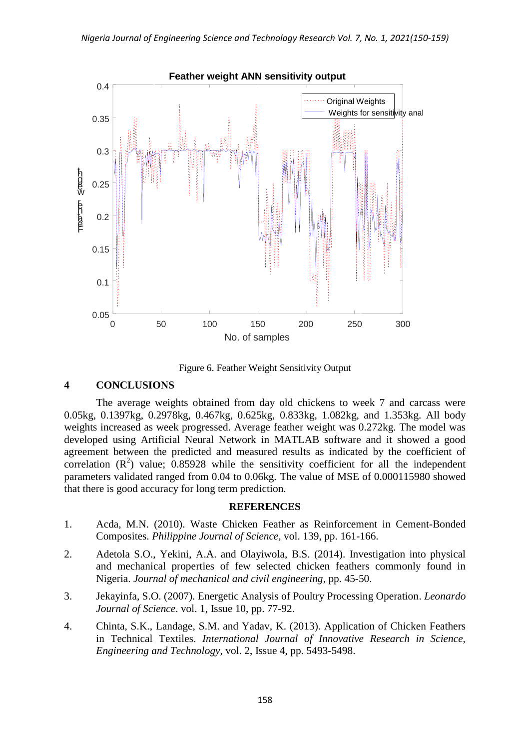Figure 6. Feather Weight Sensitivity Output

## 4 CONCLUSIONS

The average weights obtained from day old chickens to week 7 and carcass were 0.05kg, 0.1397kg, 0.2978kg, 0.467kg, 0.625kg, 0.833kg, 1.082kg, and 1.353kg. All body weights increased as week progressed. Average feather weight was 0.272kg. The model was developed using Artificial Neural Network in MATLAB software and it showed a good agreement between the predicted and measured results as indicated by the coefficient of correlation ($R^2$) value; 0.85928 while the sensitivity coefficient for all the independent parameters validated ranged from 0.04 to 0.06kg. The value of MSE of 0.000115980 showed that there is good accuracy for long term prediction.

## REFERENCES

1. Acda, M.N. (2010). Waste Chicken Feather as Reinforcement in Cement-Bonded Composites. *Philippine Journal of Science*, vol. 139, pp. 161-166.
2. Adetola S.O., Yekini, A.A. and Olayiwola, B.S. (2014). Investigation into physical and mechanical properties of few selected chicken feathers commonly found in Nigeria. *Journal of mechanical and civil engineering*, pp. 45-50.
3. Jekayinfa, S.O. (2007). Energetic Analysis of Poultry Processing Operation. *Leonardo Journal of Science*. vol. 1, Issue 10, pp. 77-92.
4. Chinta, S.K., Landage, S.M. and Yadav, K. (2013). Application of Chicken Feathers in Technical Textiles. *International Journal of Innovative Research in Science, Engineering and Technology*, vol. 2, Issue 4, pp. 5493-5498.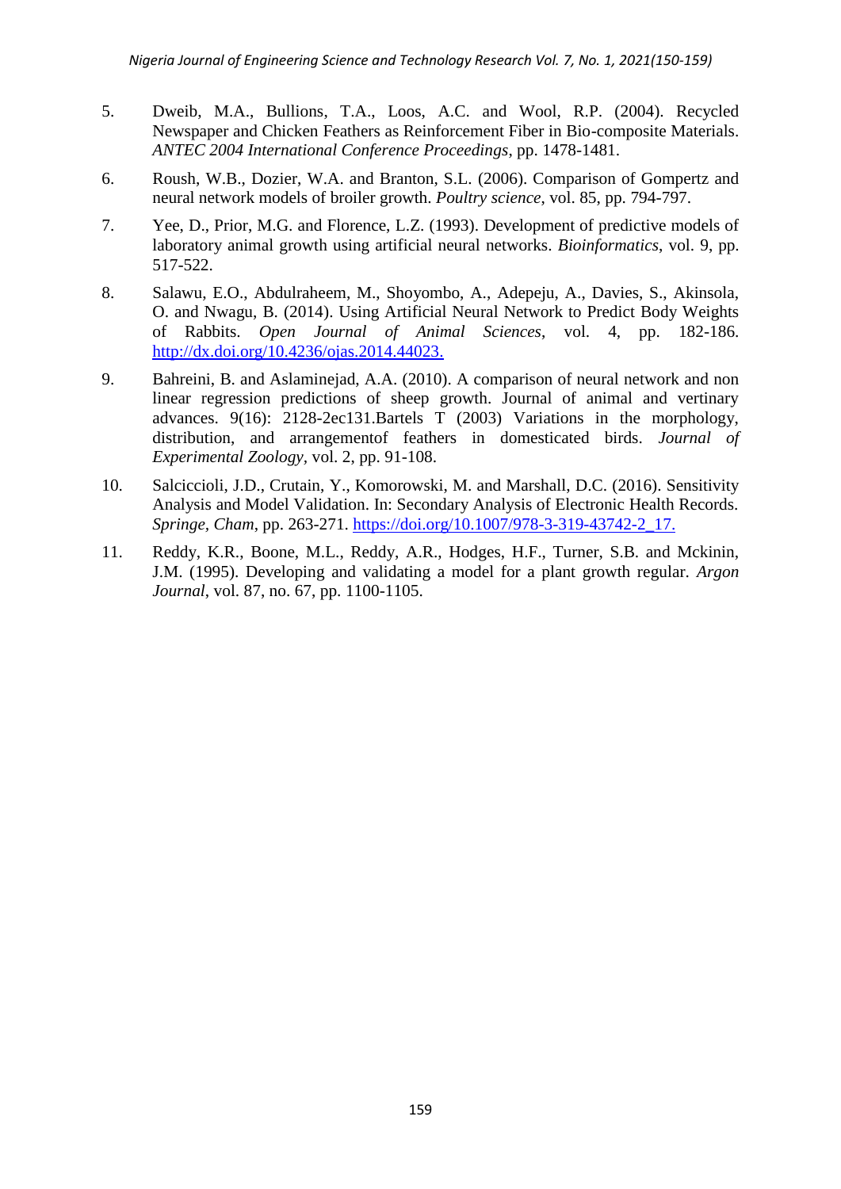5. Dweib, M.A., Bullions, T.A., Loos, A.C. and Wool, R.P. (2004). Recycled Newspaper and Chicken Feathers as Reinforcement Fiber in Bio-composite Materials. *ANTEC 2004 International Conference Proceedings*, pp. 1478-1481.

6. Roush, W.B., Dozier, W.A. and Branton, S.L. (2006). Comparison of Gompertz and neural network models of broiler growth. *Poultry science*, vol. 85, pp. 794-797.

7. Yee, D., Prior, M.G. and Florence, L.Z. (1993). Development of predictive models of laboratory animal growth using artificial neural networks. *Bioinformatics*, vol. 9, pp. 517-522.

8. Salawu, E.O., Abdulraheem, M., Shoyombo, A., Adepeju, A., Davies, S., Akinsola, O. and Nwagu, B. (2014). Using Artificial Neural Network to Predict Body Weights of Rabbits. *Open Journal of Animal Sciences*, vol. 4, pp. 182-186. http://dx.doi.org/10.4236/ojas.2014.44023.

9. Bahreini, B. and Aslaminejad, A.A. (2010). A comparison of neural network and non linear regression predictions of sheep growth. Journal of animal and vertinary advances. 9(16): 2128-2ec131.Bartels T (2003) Variations in the morphology, distribution, and arrangementof feathers in domesticated birds. *Journal of Experimental Zoology*, vol. 2, pp. 91-108.

10. Salciccioli, J.D., Crutain, Y., Komorowski, M. and Marshall, D.C. (2016). Sensitivity Analysis and Model Validation. In: Secondary Analysis of Electronic Health Records. *Springe, Cham*, pp. 263-271. https://doi.org/10.1007/978-3-319-43742-2_17.

11. Reddy, K.R., Boone, M.L., Reddy, A.R., Hodges, H.F., Turner, S.B. and Mckinin, J.M. (1995). Developing and validating a model for a plant growth regular. *Argon Journal*, vol. 87, no. 67, pp. 1100-1105.